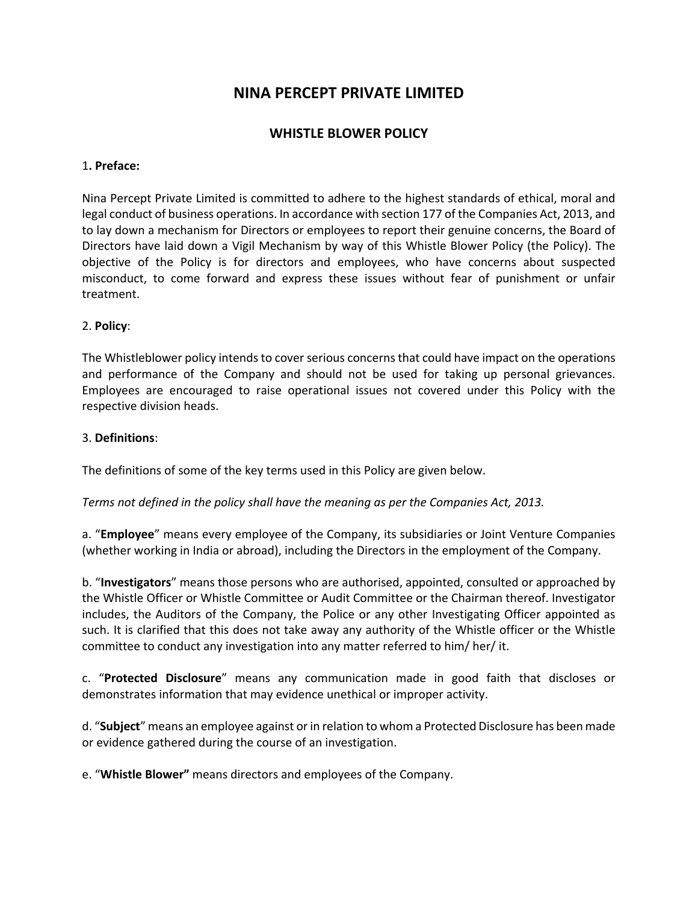# NINA PERCEPT PRIVATE LIMITED

## WHISTLE BLOWER POLICY

1**. Preface:**

Nina Percept Private Limited is committed to adhere to the highest standards of ethical, moral and legal conduct of business operations. In accordance with section 177 of the Companies Act, 2013, and to lay down a mechanism for Directors or employees to report their genuine concerns, the Board of Directors have laid down a Vigil Mechanism by way of this Whistle Blower Policy (the Policy). The objective of the Policy is for directors and employees, who have concerns about suspected misconduct, to come forward and express these issues without fear of punishment or unfair treatment.

2. **Policy**:

The Whistleblower policy intends to cover serious concerns that could have impact on the operations and performance of the Company and should not be used for taking up personal grievances. Employees are encouraged to raise operational issues not covered under this Policy with the respective division heads.

3. **Definitions**:

The definitions of some of the key terms used in this Policy are given below.

*Terms not defined in the policy shall have the meaning as per the Companies Act, 2013.*

a. "**Employee**" means every employee of the Company, its subsidiaries or Joint Venture Companies (whether working in India or abroad), including the Directors in the employment of the Company.

b. "**Investigators**" means those persons who are authorised, appointed, consulted or approached by the Whistle Officer or Whistle Committee or Audit Committee or the Chairman thereof. Investigator includes, the Auditors of the Company, the Police or any other Investigating Officer appointed as such. It is clarified that this does not take away any authority of the Whistle officer or the Whistle committee to conduct any investigation into any matter referred to him/ her/ it.

c. "**Protected Disclosure**" means any communication made in good faith that discloses or demonstrates information that may evidence unethical or improper activity.

d. "**Subject**" means an employee against or in relation to whom a Protected Disclosure has been made or evidence gathered during the course of an investigation.

e. "**Whistle Blower"** means directors and employees of the Company.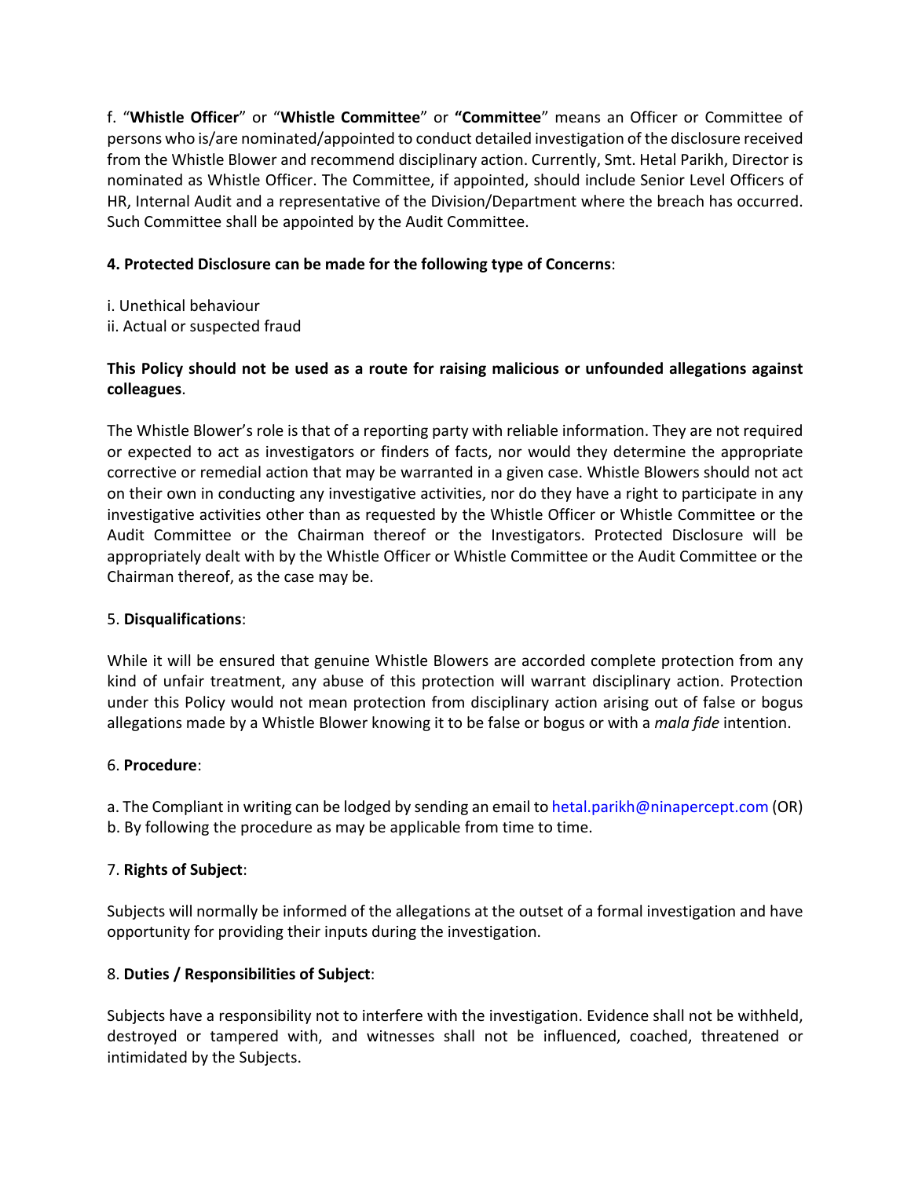f. "**Whistle Officer**" or "**Whistle Committee**" or **"Committee**" means an Officer or Committee of persons who is/are nominated/appointed to conduct detailed investigation of the disclosure received from the Whistle Blower and recommend disciplinary action. Currently, Smt. Hetal Parikh, Director is nominated as Whistle Officer. The Committee, if appointed, should include Senior Level Officers of HR, Internal Audit and a representative of the Division/Department where the breach has occurred. Such Committee shall be appointed by the Audit Committee.

**4. Protected Disclosure can be made for the following type of Concerns**:

i. Unethical behaviour
ii. Actual or suspected fraud

**This Policy should not be used as a route for raising malicious or unfounded allegations against colleagues**.

The Whistle Blower's role is that of a reporting party with reliable information. They are not required or expected to act as investigators or finders of facts, nor would they determine the appropriate corrective or remedial action that may be warranted in a given case. Whistle Blowers should not act on their own in conducting any investigative activities, nor do they have a right to participate in any investigative activities other than as requested by the Whistle Officer or Whistle Committee or the Audit Committee or the Chairman thereof or the Investigators. Protected Disclosure will be appropriately dealt with by the Whistle Officer or Whistle Committee or the Audit Committee or the Chairman thereof, as the case may be.

5. **Disqualifications**:

While it will be ensured that genuine Whistle Blowers are accorded complete protection from any kind of unfair treatment, any abuse of this protection will warrant disciplinary action. Protection under this Policy would not mean protection from disciplinary action arising out of false or bogus allegations made by a Whistle Blower knowing it to be false or bogus or with a *mala fide* intention.

6. **Procedure**:

a. The Compliant in writing can be lodged by sending an email to hetal.parikh@ninapercept.com (OR)
b. By following the procedure as may be applicable from time to time.

7. **Rights of Subject**:

Subjects will normally be informed of the allegations at the outset of a formal investigation and have opportunity for providing their inputs during the investigation.

8. **Duties / Responsibilities of Subject**:

Subjects have a responsibility not to interfere with the investigation. Evidence shall not be withheld, destroyed or tampered with, and witnesses shall not be influenced, coached, threatened or intimidated by the Subjects.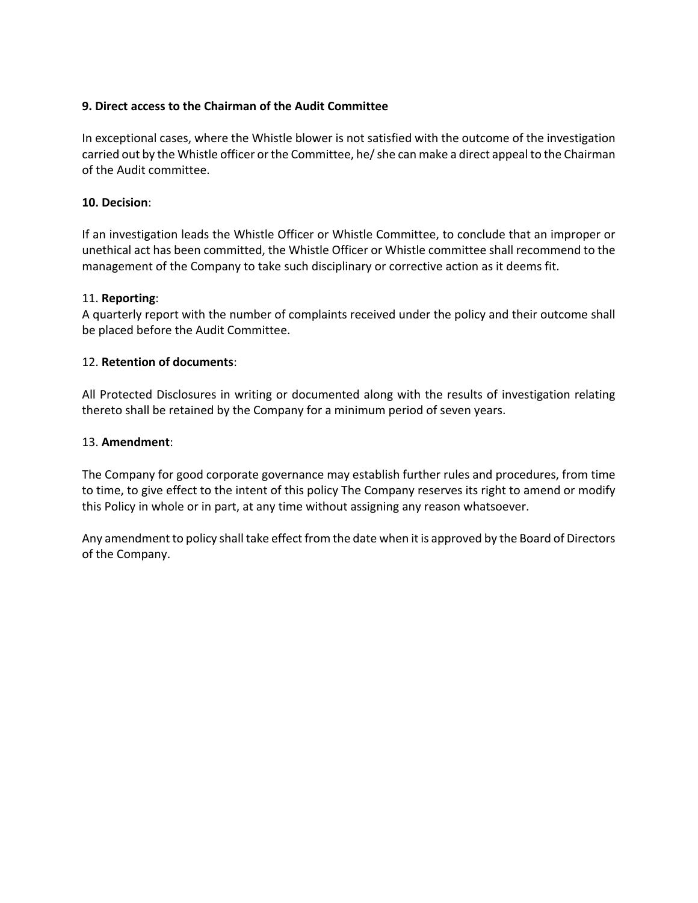**9. Direct access to the Chairman of the Audit Committee**

In exceptional cases, where the Whistle blower is not satisfied with the outcome of the investigation carried out by the Whistle officer or the Committee, he/ she can make a direct appeal to the Chairman of the Audit committee.

**10. Decision**:

If an investigation leads the Whistle Officer or Whistle Committee, to conclude that an improper or unethical act has been committed, the Whistle Officer or Whistle committee shall recommend to the management of the Company to take such disciplinary or corrective action as it deems fit.

11. **Reporting**:
A quarterly report with the number of complaints received under the policy and their outcome shall be placed before the Audit Committee.

12. **Retention of documents**:

All Protected Disclosures in writing or documented along with the results of investigation relating thereto shall be retained by the Company for a minimum period of seven years.

13. **Amendment**:

The Company for good corporate governance may establish further rules and procedures, from time to time, to give effect to the intent of this policy The Company reserves its right to amend or modify this Policy in whole or in part, at any time without assigning any reason whatsoever.

Any amendment to policy shall take effect from the date when it is approved by the Board of Directors of the Company.